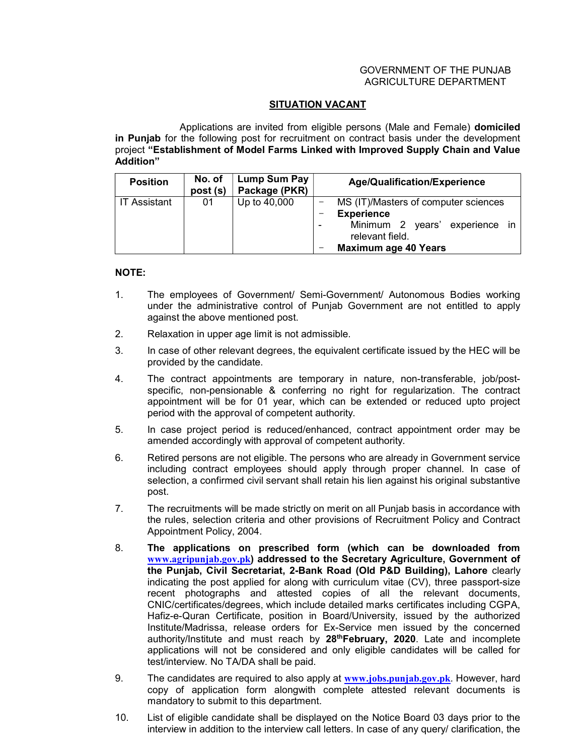GOVERNMENT OF THE PUNJAB
AGRICULTURE DEPARTMENT

## SITUATION VACANT

Applications are invited from eligible persons (Male and Female) **domiciled in Punjab** for the following post for recruitment on contract basis under the development project **"Establishment of Model Farms Linked with Improved Supply Chain and Value Addition"**

| Position | No. of post (s) | Lump Sum Pay Package (PKR) | Age/Qualification/Experience |
|---|---|---|---|
| IT Assistant | 01 | Up to 40,000 | - MS (IT)/Masters of computer sciences<br>- **Experience**<br>- Minimum 2 years' experience in relevant field.<br>- **Maximum age 40 Years** |

**NOTE:**

1. The employees of Government/ Semi-Government/ Autonomous Bodies working under the administrative control of Punjab Government are not entitled to apply against the above mentioned post.
2. Relaxation in upper age limit is not admissible.
3. In case of other relevant degrees, the equivalent certificate issued by the HEC will be provided by the candidate.
4. The contract appointments are temporary in nature, non-transferable, job/post-specific, non-pensionable & conferring no right for regularization. The contract appointment will be for 01 year, which can be extended or reduced upto project period with the approval of competent authority.
5. In case project period is reduced/enhanced, contract appointment order may be amended accordingly with approval of competent authority.
6. Retired persons are not eligible. The persons who are already in Government service including contract employees should apply through proper channel. In case of selection, a confirmed civil servant shall retain his lien against his original substantive post.
7. The recruitments will be made strictly on merit on all Punjab basis in accordance with the rules, selection criteria and other provisions of Recruitment Policy and Contract Appointment Policy, 2004.
8. **The applications on prescribed form (which can be downloaded from www.agripunjab.gov.pk) addressed to the Secretary Agriculture, Government of the Punjab, Civil Secretariat, 2-Bank Road (Old P&D Building), Lahore** clearly indicating the post applied for along with curriculum vitae (CV), three passport-size recent photographs and attested copies of all the relevant documents, CNIC/certificates/degrees, which include detailed marks certificates including CGPA, Hafiz-e-Quran Certificate, position in Board/University, issued by the authorized Institute/Madrissa, release orders for Ex-Service men issued by the concerned authority/Institute and must reach by **28th February, 2020**. Late and incomplete applications will not be considered and only eligible candidates will be called for test/interview. No TA/DA shall be paid.
9. The candidates are required to also apply at **www.jobs.punjab.gov.pk**. However, hard copy of application form alongwith complete attested relevant documents is mandatory to submit to this department.
10. List of eligible candidate shall be displayed on the Notice Board 03 days prior to the interview in addition to the interview call letters. In case of any query/ clarification, the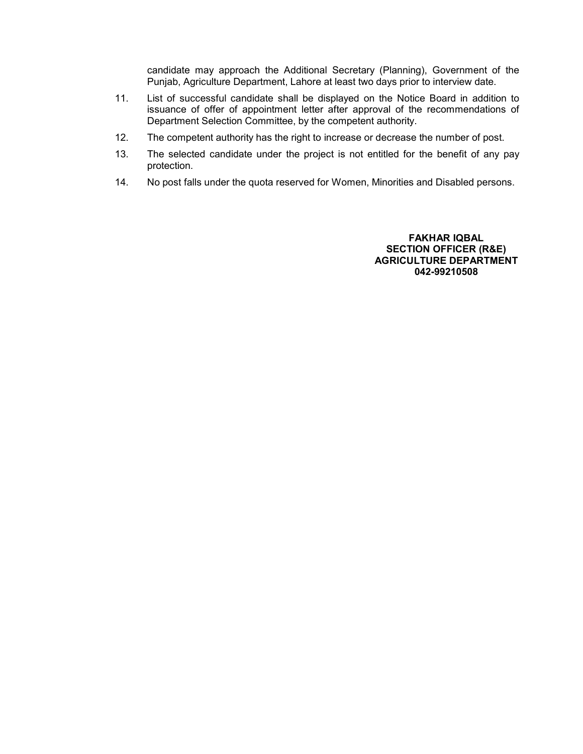candidate may approach the Additional Secretary (Planning), Government of the Punjab, Agriculture Department, Lahore at least two days prior to interview date.

11. List of successful candidate shall be displayed on the Notice Board in addition to issuance of offer of appointment letter after approval of the recommendations of Department Selection Committee, by the competent authority.
12. The competent authority has the right to increase or decrease the number of post.
13. The selected candidate under the project is not entitled for the benefit of any pay protection.
14. No post falls under the quota reserved for Women, Minorities and Disabled persons.

**FAKHAR IQBAL**
**SECTION OFFICER (R&E)**
**AGRICULTURE DEPARTMENT**
**042-99210508**